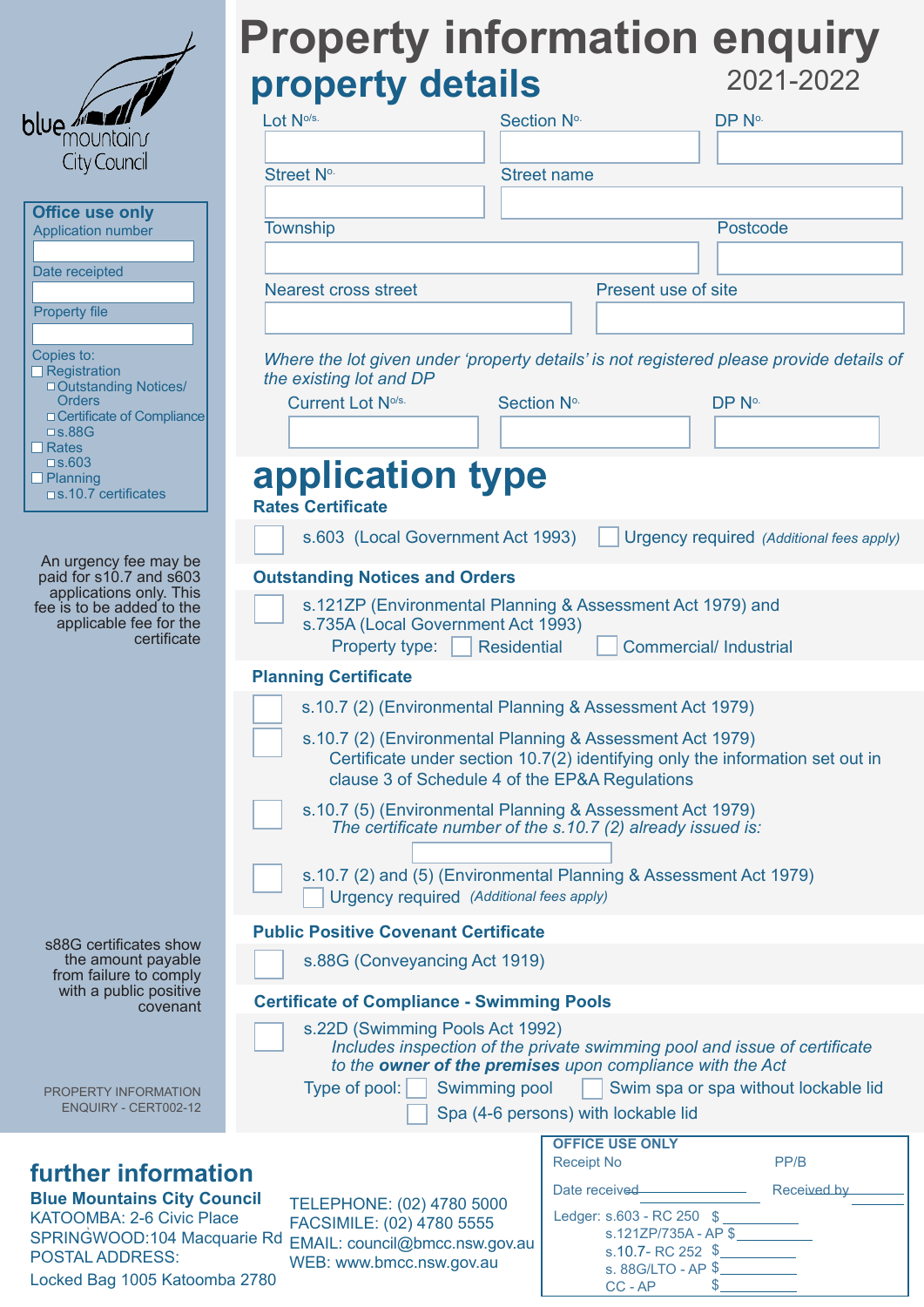# Property information enquiry

## property details

2021-2022

| Lot No/s. | Section No. | DP No. |
|---|---|---|
| | | |

| Street No. | Street name |
|---|---|
| | |

| Township | Postcode |
|---|---|
| | |

| Nearest cross street | Present use of site |
|---|---|
| | |

*Where the lot given under 'property details' is not registered please provide details of the existing lot and DP*

| Current Lot No/s. | Section No. | DP No. |
|---|---|---|
| | | |

## application type

### Rates Certificate

☐ s.603 (Local Government Act 1993) ☐ Urgency required *(Additional fees apply)*

### Outstanding Notices and Orders

☐ s.121ZP (Environmental Planning & Assessment Act 1979) and s.735A (Local Government Act 1993)
Property type: ☐ Residential ☐ Commercial/ Industrial

### Planning Certificate

☐ s.10.7 (2) (Environmental Planning & Assessment Act 1979)

☐ s.10.7 (2) (Environmental Planning & Assessment Act 1979)
Certificate under section 10.7(2) identifying only the information set out in clause 3 of Schedule 4 of the EP&A Regulations

☐ s.10.7 (5) (Environmental Planning & Assessment Act 1979)
*The certificate number of the s.10.7 (2) already issued is:* ____________

☐ s.10.7 (2) and (5) (Environmental Planning & Assessment Act 1979)
☐ Urgency required *(Additional fees apply)*

### Public Positive Covenant Certificate

☐ s.88G (Conveyancing Act 1919)

### Certificate of Compliance - Swimming Pools

☐ s.22D (Swimming Pools Act 1992)
*Includes inspection of the private swimming pool and issue of certificate to the* ***owner of the premises*** *upon compliance with the Act*
Type of pool: ☐ Swimming pool ☐ Swim spa or spa without lockable lid ☐ Spa (4-6 persons) with lockable lid

---

blue mountains City Council

**Office use only**
Application number ____________
Date receipted ____________
Property file ____________
Copies to:
- ☐ Registration
  - ☐ Outstanding Notices/ Orders
  - ☐ Certificate of Compliance
  - ☐ s.88G
- ☐ Rates
  - ☐ s.603
- ☐ Planning
  - ☐ s.10.7 certificates

An urgency fee may be paid for s10.7 and s603 applications only. This fee is to be added to the applicable fee for the certificate

s88G certificates show the amount payable from failure to comply with a public positive covenant

PROPERTY INFORMATION ENQUIRY - CERT002-12

## further information

**Blue Mountains City Council**
KATOOMBA: 2-6 Civic Place
SPRINGWOOD: 104 Macquarie Rd
POSTAL ADDRESS:
Locked Bag 1005 Katoomba 2780

TELEPHONE: (02) 4780 5000
FACSIMILE: (02) 4780 5555
EMAIL: council@bmcc.nsw.gov.au
WEB: www.bmcc.nsw.gov.au

**OFFICE USE ONLY**
Receipt No ____________ PP/B ____________
Date received ____________ Received by ____________
Ledger: s.603 - RC 250 $ ____________
s.121ZP/735A - AP $ ____________
s.10.7- RC 252 $ ____________
s. 88G/LTO - AP $ ____________
CC - AP $ ____________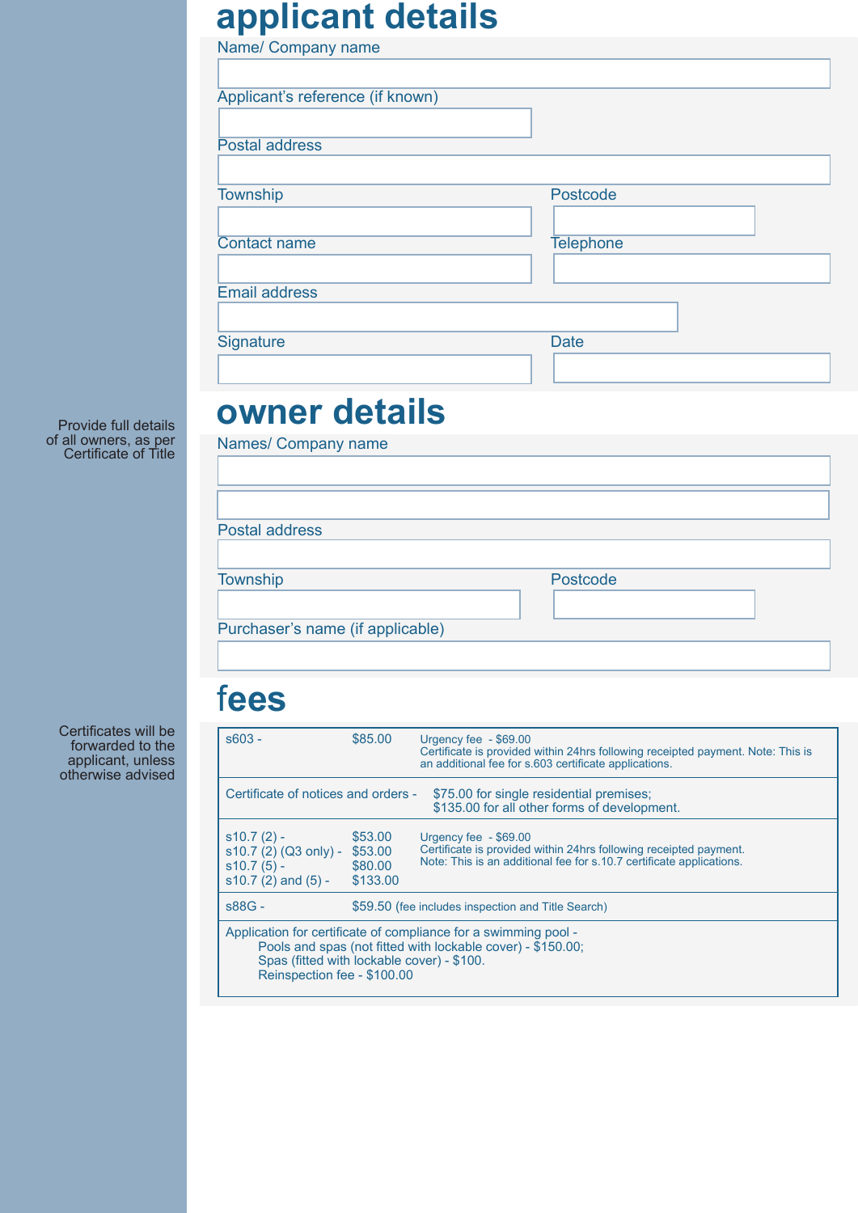## applicant details

Name/ Company name

Applicant's reference (if known)

Postal address

Township

Postcode

Contact name

Telephone

Email address

Signature

Date

## owner details

Provide full details of all owners, as per Certificate of Title

Names/ Company name

Postal address

Township

Postcode

Purchaser's name (if applicable)

## fees

Certificates will be forwarded to the applicant, unless otherwise advised

| | | |
|---|---|---|
| s603 - | $85.00 | Urgency fee - $69.00<br>Certificate is provided within 24hrs following receipted payment. Note: This is an additional fee for s.603 certificate applications. |
| Certificate of notices and orders - | $75.00 for single residential premises;<br>$135.00 for all other forms of development. | |
| s10.7 (2) -<br>s10.7 (2) (Q3 only) -<br>s10.7 (5) -<br>s10.7 (2) and (5) - | $53.00<br>$53.00<br>$80.00<br>$133.00 | Urgency fee - $69.00<br>Certificate is provided within 24hrs following receipted payment.<br>Note: This is an additional fee for s.10.7 certificate applications. |
| s88G - | $59.50 (fee includes inspection and Title Search) | |
| Application for certificate of compliance for a swimming pool -<br>Pools and spas (not fitted with lockable cover) - $150.00;<br>Spas (fitted with lockable cover) - $100.<br>Reinspection fee - $100.00 | | |